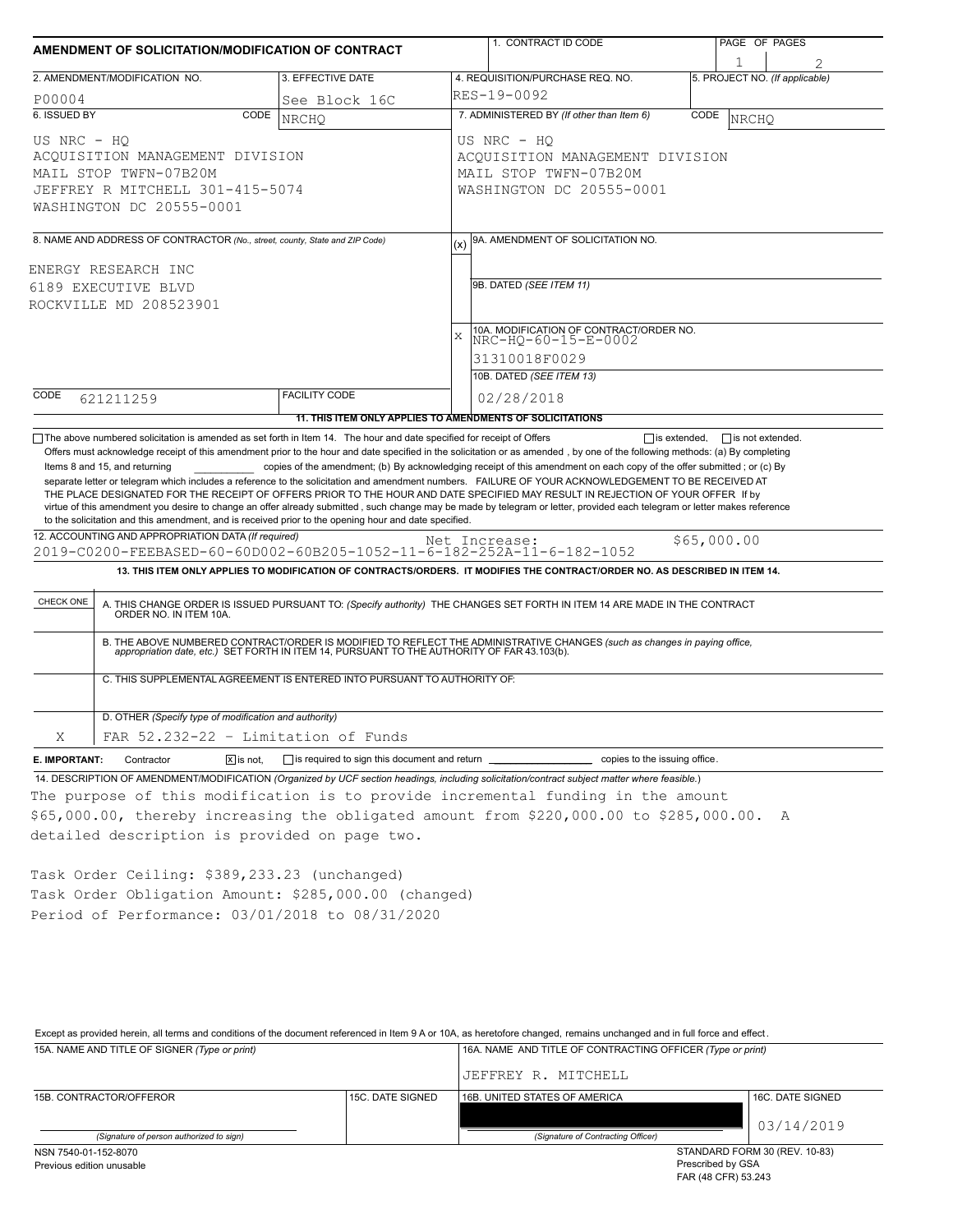# AMENDMENT OF SOLICITATION/MODIFICATION OF CONTRACT

| 1. CONTRACT ID CODE | PAGE OF PAGES |
|---|---|
| | 1 of 2 |

| 2. AMENDMENT/MODIFICATION NO. | 3. EFFECTIVE DATE | 4. REQUISITION/PURCHASE REQ. NO. | 5. PROJECT NO. (If applicable) |
|---|---|---|---|
| P00004 | See Block 16C | RES-19-0092 | |

**6. ISSUED BY** CODE NRCHQ

US NRC - HQ
ACQUISITION MANAGEMENT DIVISION
MAIL STOP TWFN-07B20M
JEFFREY R MITCHELL 301-415-5074
WASHINGTON DC 20555-0001

**7. ADMINISTERED BY** *(If other than Item 6)* CODE NRCHQ

US NRC - HQ
ACQUISITION MANAGEMENT DIVISION
MAIL STOP TWFN-07B20M
WASHINGTON DC 20555-0001

**8. NAME AND ADDRESS OF CONTRACTOR** *(No., street, county, State and ZIP Code)*

ENERGY RESEARCH INC
6189 EXECUTIVE BLVD
ROCKVILLE MD 208523901

CODE 621211259 FACILITY CODE

(x) 9A. AMENDMENT OF SOLICITATION NO.

9B. DATED *(SEE ITEM 11)*

X 10A. MODIFICATION OF CONTRACT/ORDER NO.
NRC-HQ-60-15-E-0002
31310018F0029

10B. DATED *(SEE ITEM 13)*
02/28/2018

**11. THIS ITEM ONLY APPLIES TO AMENDMENTS OF SOLICITATIONS**

☐ The above numbered solicitation is amended as set forth in Item 14. The hour and date specified for receipt of Offers ☐ is extended, ☐ is not extended.
Offers must acknowledge receipt of this amendment prior to the hour and date specified in the solicitation or as amended , by one of the following methods: (a) By completing Items 8 and 15, and returning __________ copies of the amendment; (b) By acknowledging receipt of this amendment on each copy of the offer submitted ; or (c) By separate letter or telegram which includes a reference to the solicitation and amendment numbers. FAILURE OF YOUR ACKNOWLEDGEMENT TO BE RECEIVED AT THE PLACE DESIGNATED FOR THE RECEIPT OF OFFERS PRIOR TO THE HOUR AND DATE SPECIFIED MAY RESULT IN REJECTION OF YOUR OFFER If by virtue of this amendment you desire to change an offer already submitted , such change may be made by telegram or letter, provided each telegram or letter makes reference to the solicitation and this amendment, and is received prior to the opening hour and date specified.

**12. ACCOUNTING AND APPROPRIATION DATA** *(If required)*
2019-C0200-FEEBASED-60-60D002-60B205-1052-11-6-182-252A-11-6-182-1052
Net Increase: $65,000.00

**13. THIS ITEM ONLY APPLIES TO MODIFICATION OF CONTRACTS/ORDERS. IT MODIFIES THE CONTRACT/ORDER NO. AS DESCRIBED IN ITEM 14.**

| CHECK ONE | |
|---|---|
| | A. THIS CHANGE ORDER IS ISSUED PURSUANT TO: *(Specify authority)* THE CHANGES SET FORTH IN ITEM 14 ARE MADE IN THE CONTRACT ORDER NO. IN ITEM 10A. |
| | B. THE ABOVE NUMBERED CONTRACT/ORDER IS MODIFIED TO REFLECT THE ADMINISTRATIVE CHANGES *(such as changes in paying office, appropriation date, etc.)* SET FORTH IN ITEM 14, PURSUANT TO THE AUTHORITY OF FAR 43.103(b). |
| | C. THIS SUPPLEMENTAL AGREEMENT IS ENTERED INTO PURSUANT TO AUTHORITY OF: |
| X | D. OTHER *(Specify type of modification and authority)* FAR 52.232-22 - Limitation of Funds |

**E. IMPORTANT:** Contractor ☒ is not, ☐ is required to sign this document and return __________ copies to the issuing office.

**14. DESCRIPTION OF AMENDMENT/MODIFICATION** *(Organized by UCF section headings, including solicitation/contract subject matter where feasible.)*

The purpose of this modification is to provide incremental funding in the amount $65,000.00, thereby increasing the obligated amount from $220,000.00 to $285,000.00. A detailed description is provided on page two.

Task Order Ceiling: $389,233.23 (unchanged)
Task Order Obligation Amount: $285,000.00 (changed)
Period of Performance: 03/01/2018 to 08/31/2020

Except as provided herein, all terms and conditions of the document referenced in Item 9 A or 10A, as heretofore changed, remains unchanged and in full force and effect.

| 15A. NAME AND TITLE OF SIGNER (Type or print) | | 16A. NAME AND TITLE OF CONTRACTING OFFICER (Type or print) | |
|---|---|---|---|
| | | JEFFREY R. MITCHELL | |
| 15B. CONTRACTOR/OFFEROR | 15C. DATE SIGNED | 16B. UNITED STATES OF AMERICA | 16C. DATE SIGNED |
| (Signature of person authorized to sign) | | (Signature of Contracting Officer) | 03/14/2019 |

NSN 7540-01-152-8070
Previous edition unusable

STANDARD FORM 30 (REV. 10-83)
Prescribed by GSA
FAR (48 CFR) 53.243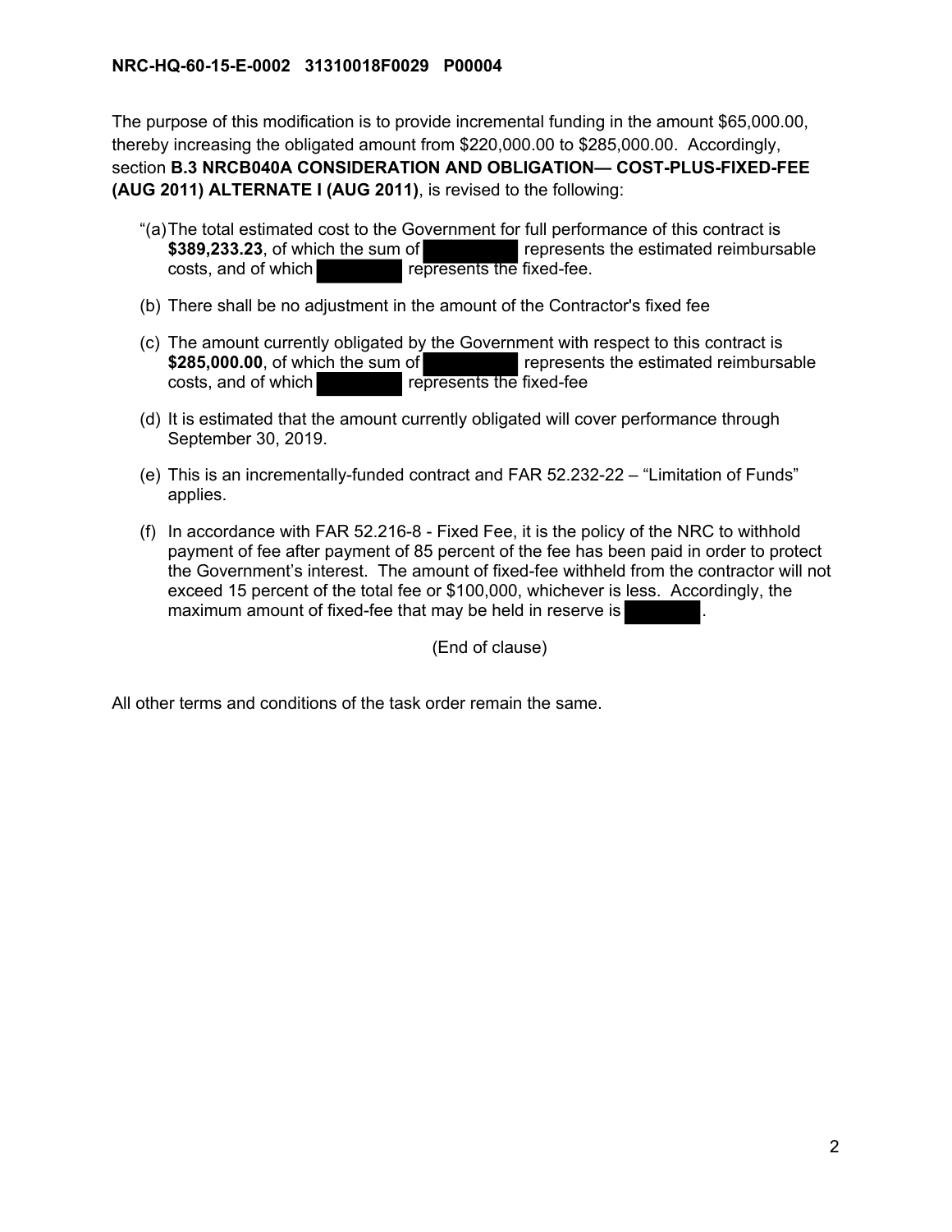**NRC-HQ-60-15-E-0002 31310018F0029 P00004**

The purpose of this modification is to provide incremental funding in the amount $65,000.00, thereby increasing the obligated amount from $220,000.00 to $285,000.00. Accordingly, section **B.3 NRCB040A CONSIDERATION AND OBLIGATION— COST-PLUS-FIXED-FEE (AUG 2011) ALTERNATE I (AUG 2011)**, is revised to the following:

"(a) The total estimated cost to the Government for full performance of this contract is **$389,233.23**, of which the sum of [REDACTED] represents the estimated reimbursable costs, and of which [REDACTED] represents the fixed-fee.

(b) There shall be no adjustment in the amount of the Contractor's fixed fee

(c) The amount currently obligated by the Government with respect to this contract is **$285,000.00**, of which the sum of [REDACTED] represents the estimated reimbursable costs, and of which [REDACTED] represents the fixed-fee

(d) It is estimated that the amount currently obligated will cover performance through September 30, 2019.

(e) This is an incrementally-funded contract and FAR 52.232-22 – "Limitation of Funds" applies.

(f) In accordance with FAR 52.216-8 - Fixed Fee, it is the policy of the NRC to withhold payment of fee after payment of 85 percent of the fee has been paid in order to protect the Government's interest. The amount of fixed-fee withheld from the contractor will not exceed 15 percent of the total fee or $100,000, whichever is less. Accordingly, the maximum amount of fixed-fee that may be held in reserve is [REDACTED].

(End of clause)

All other terms and conditions of the task order remain the same.